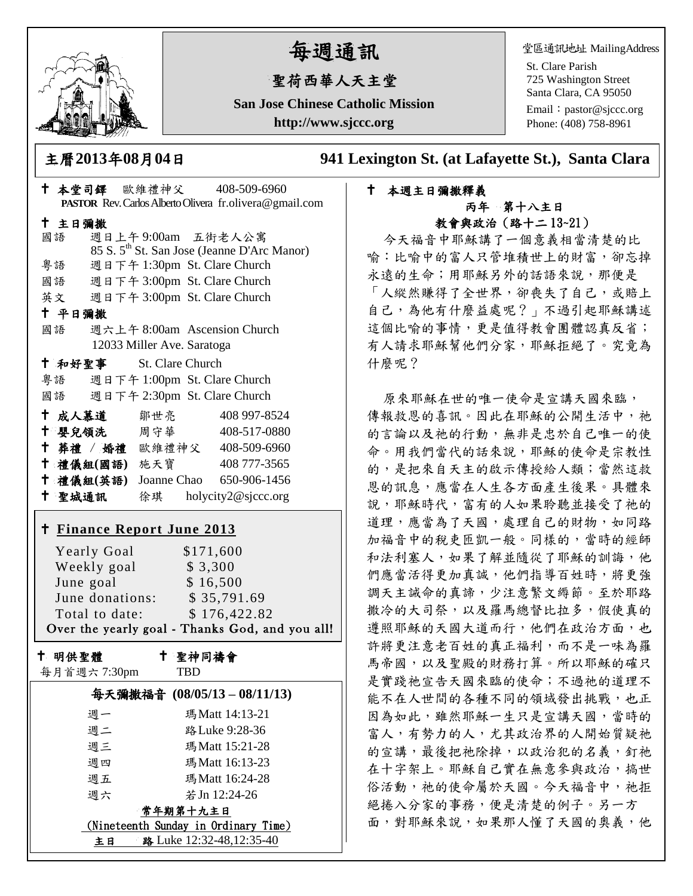# 每週通訊

## 聖荷西華人天主堂

**San Jose Chinese Catholic Mission**

**http://www.sjccc.org**

堂區通訊地址 MailingAddress
St. Clare Parish
725 Washington Street
Santa Clara, CA 95050
Email：pastor@sjccc.org
Phone: (408) 758-8961

## 主曆2013年08月04日　　941 Lexington St. (at Lafayette St.), Santa Clara

✝ **本堂司鐸** 歐維禮神父 408-509-6960
**PASTOR** Rev. Carlos Alberto Olivera fr.olivera@gmail.com

✝ **主日彌撒**

國語 週日上午 9:00am 五街老人公寓
85 S. 5th St. San Jose (Jeanne D'Arc Manor)

粵語 週日下午 1:30pm St. Clare Church

國語 週日下午 3:00pm St. Clare Church

英文 週日下午 3:00pm St. Clare Church

✝ **平日彌撒**

國語 週六上午 8:00am Ascension Church
12033 Miller Ave. Saratoga

✝ **和好聖事** St. Clare Church

粵語 週日下午 1:00pm St. Clare Church

國語 週日下午 2:30pm St. Clare Church

| | | |
|---|---|---|
| ✝ **成人慕道** | 鄒世亮 | 408 997-8524 |
| ✝ **嬰兒領洗** | 周守華 | 408-517-0880 |
| ✝ **葬禮 / 婚禮** | 歐維禮神父 | 408-509-6960 |
| ✝ **禮儀組(國語)** | 施天寶 | 408 777-3565 |
| ✝ **禮儀組(英語)** | Joanne Chao | 650-906-1456 |
| ✝ **聖城通訊** | 徐琪 | holycity2@sjccc.org |

✝ **Finance Report June 2013**

| | |
|---|---|
| Yearly Goal | $171,600 |
| Weekly goal | $ 3,300 |
| June goal | $ 16,500 |
| June donations: | $ 35,791.69 |
| Total to date: | $ 176,422.82 |

Over the yearly goal - Thanks God, and you all!

✝ **明供聖體**　每月首週六 7:30pm

✝ **聖神同禱會**　TBD

**每天彌撒福音 (08/05/13 – 08/11/13)**

| | |
|---|---|
| 週一 | 瑪 Matt 14:13-21 |
| 週二 | 路 Luke 9:28-36 |
| 週三 | 瑪 Matt 15:21-28 |
| 週四 | 瑪 Matt 16:13-23 |
| 週五 | 瑪 Matt 16:24-28 |
| 週六 | 若 Jn 12:24-26 |

常年期第十九主日
(Nineteenth Sunday in Ordinary Time)
**主日** **路** Luke 12:32-48,12:35-40

✝ **本週主日彌撒釋義**

**丙年 第十八主日**
**教會與政治（路十二 13~21）**

今天福音中耶穌講了一個意義相當清楚的比喻：比喻中的富人只管堆積世上的財富，卻忘掉永遠的生命；用耶穌另外的話語來說，那便是「人縱然賺得了全世界，卻喪失了自己，或賠上自己，為他有什麼益處呢？」不過引起耶穌講述這個比喻的事情，更是值得教會團體認真反省；有人請求耶穌幫他們分家，耶穌拒絕了。究竟為什麼呢？

原來耶穌在世的唯一使命是宣講天國來臨，傳報救恩的喜訊。因此在耶穌的公開生活中，祂的言論以及祂的行動，無非是忠於自己唯一的使命。用我們當代的話來說，耶穌的使命是宗教性的，是把來自天主的啟示傳授給人類；當然這救恩的訊息，應當在人生各方面產生後果。具體來說，耶穌時代，富有的人如果聆聽並接受了祂的道理，應當為了天國，處理自己的財物，如同路加福音中的稅吏匝凱一般。同樣的，當時的經師和法利塞人，如果了解並隨從了耶穌的訓誨，他們應當活得更加真誠，他們指導百姓時，將更強調天主誡命的真諦，少注意繁文縟節。至於耶路撒冷的大司祭，以及羅馬總督比拉多，假使真的遵照耶穌的天國大道而行，他們在政治方面，也許將更注意老百姓的真正福利，而不是一味為羅馬帝國，以及聖殿的財務打算。所以耶穌的確只是實踐祂宣告天國來臨的使命；不過祂的道理不能不在人世間的各種不同的領域發出挑戰，也正因為如此，雖然耶穌一生只是宣講天國，當時的富人，有勢力的人，尤其政治界的人開始質疑祂的宣講，最後把祂除掉，以政治犯的名義，釘祂在十字架上。耶穌自己實在無意參與政治，搞世俗活動，祂的使命屬於天國。今天福音中，祂拒絕捲入分家的事務，便是清楚的例子。另一方面，對耶穌來說，如果那人懂了天國的奧義，他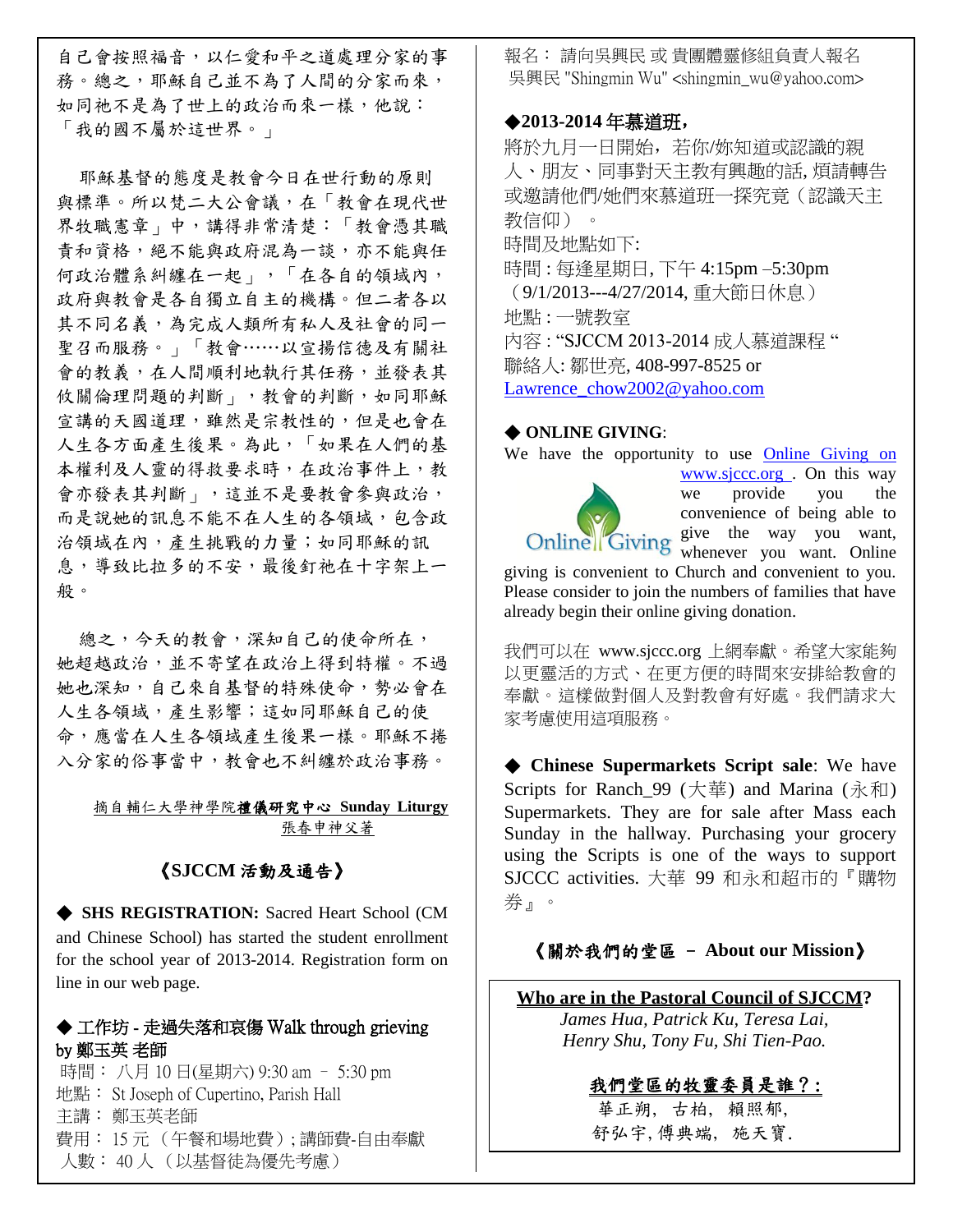自己會按照福音，以仁愛和平之道處理分家的事務。總之，耶穌自己並不為了人間的分家而來，如同祂不是為了世上的政治而來一樣，他說：「我的國不屬於這世界。」

耶穌基督的態度是教會今日在世行動的原則與標準。所以梵二大公會議，在「教會在現代世界牧職憲章」中，講得非常清楚：「教會憑其職責和資格，絕不能與政府混為一談，亦不能與任何政治體系糾纏在一起」，「在各自的領域內，政府與教會是各自獨立自主的機構。但二者各以其不同名義，為完成人類所有私人及社會的同一聖召而服務。」「教會……以宣揚信德及有關社會的教義，在人間順利地執行其任務，並發表其攸關倫理問題的判斷」，教會的判斷，如同耶穌宣講的天國道理，雖然是宗教性的，但是也會在人生各方面產生後果。為此，「如果在人們的基本權利及人靈的得救要求時，在政治事件上，教會亦發表其判斷」，這並不是要教會參與政治，而是說她的訊息不能不在人生的各領域，包含政治領域在內，產生挑戰的力量；如同耶穌的訊息，導致比拉多的不安，最後釘祂在十字架上一般。

總之，今天的教會，深知自己的使命所在，她超越政治，並不寄望在政治上得到特權。不過她也深知，自己來自基督的特殊使命，勢必會在人生各領域，產生影響；這如同耶穌自己的使命，應當在人生各領域產生後果一樣。耶穌不捲入分家的俗事當中，教會也不糾纏於政治事務。

摘自輔仁大學神學院**禮儀研究中心 Sunday Liturgy** 張春申神父著

## 《SJCCM 活動及通告》

◆ **SHS REGISTRATION:** Sacred Heart School (CM and Chinese School) has started the student enrollment for the school year of 2013-2014. Registration form on line in our web page.

◆ 工作坊 - 走過失落和哀傷 Walk through grieving by 鄭玉英 老師

時間： 八月 10 日(星期六) 9:30 am – 5:30 pm
地點： St Joseph of Cupertino, Parish Hall
主講： 鄭玉英老師
費用： 15 元 （午餐和場地費）; 講師費-自由奉獻
人數： 40 人 （以基督徒為優先考慮）
報名： 請向吳興民 或 貴團體靈修組負責人報名
吳興民 "Shingmin Wu" <shingmin_wu@yahoo.com>

◆**2013-2014 年慕道班，**

將於九月一日開始，若你/妳知道或認識的親人、朋友、同事對天主教有興趣的話, 煩請轉告或邀請他們/她們來慕道班一探究竟（認識天主教信仰）。

時間及地點如下:
時間 : 每逢星期日, 下午 4:15pm –5:30pm
（9/1/2013---4/27/2014, 重大節日休息）
地點 : 一號教室
內容 : "SJCCM 2013-2014 成人慕道課程 "
聯絡人: 鄒世亮, 408-997-8525 or Lawrence_chow2002@yahoo.com

◆ **ONLINE GIVING**:
We have the opportunity to use Online Giving on www.sjccc.org . On this way we provide you the convenience of being able to give the way you want, whenever you want. Online giving is convenient to Church and convenient to you. Please consider to join the numbers of families that have already begin their online giving donation.

我們可以在 www.sjccc.org 上網奉獻。希望大家能夠以更靈活的方式、在更方便的時間來安排給教會的奉獻。這樣做對個人及對教會有好處。我們請求大家考慮使用這項服務。

◆ **Chinese Supermarkets Script sale**: We have Scripts for Ranch_99 (大華) and Marina (永和) Supermarkets. They are for sale after Mass each Sunday in the hallway. Purchasing your grocery using the Scripts is one of the ways to support SJCCC activities. 大華 99 和永和超市的『購物券』。

## 《關於我們的堂區 – About our Mission》

**Who are in the Pastoral Council of SJCCM?**
*James Hua, Patrick Ku, Teresa Lai, Henry Shu, Tony Fu, Shi Tien-Pao.*

**我們堂區的牧靈委員是誰？:**
華正朔, 古柏, 賴照郁,
舒弘宇, 傅典端, 施天寶.